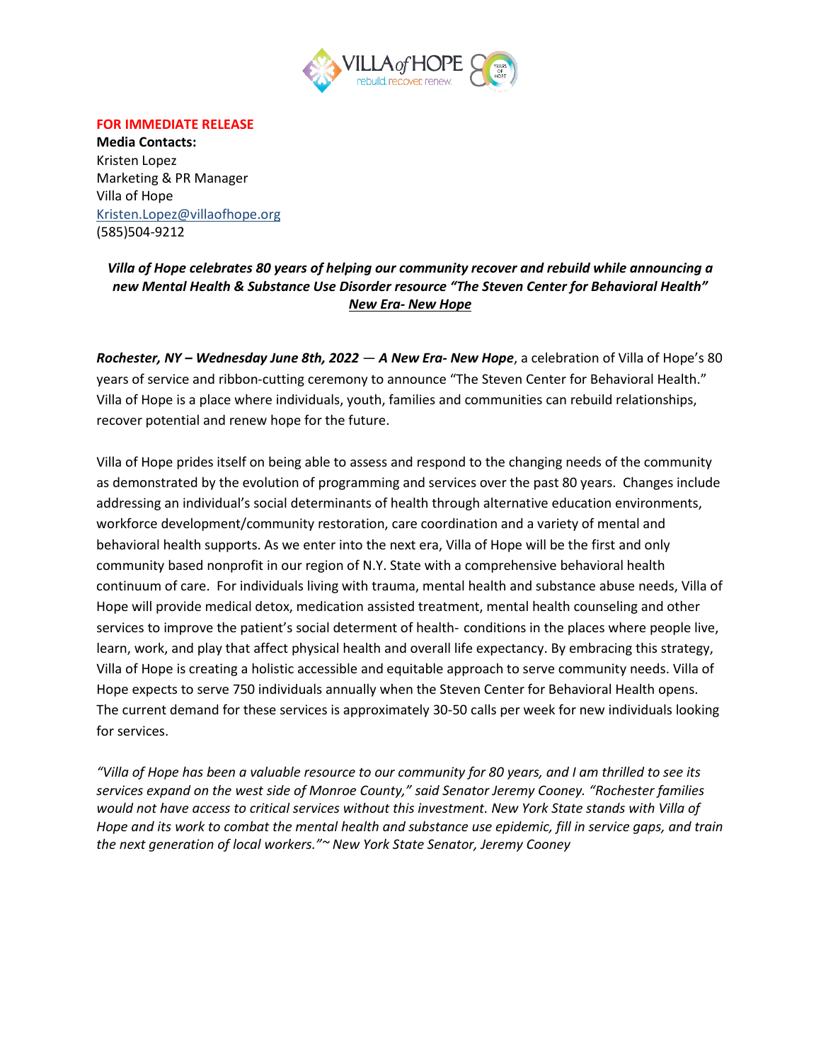**FOR IMMEDIATE RELEASE**

**Media Contacts:**
Kristen Lopez
Marketing & PR Manager
Villa of Hope
[Kristen.Lopez@villaofhope.org](mailto:Kristen.Lopez@villaofhope.org)
(585)504-9212

***Villa of Hope celebrates 80 years of helping our community recover and rebuild while announcing a new Mental Health & Substance Use Disorder resource "The Steven Center for Behavioral Health"***
***New Era- New Hope***

***Rochester, NY – Wednesday June 8th, 2022*** — ***A New Era- New Hope***, a celebration of Villa of Hope's 80 years of service and ribbon-cutting ceremony to announce "The Steven Center for Behavioral Health." Villa of Hope is a place where individuals, youth, families and communities can rebuild relationships, recover potential and renew hope for the future.

Villa of Hope prides itself on being able to assess and respond to the changing needs of the community as demonstrated by the evolution of programming and services over the past 80 years. Changes include addressing an individual's social determinants of health through alternative education environments, workforce development/community restoration, care coordination and a variety of mental and behavioral health supports. As we enter into the next era, Villa of Hope will be the first and only community based nonprofit in our region of N.Y. State with a comprehensive behavioral health continuum of care. For individuals living with trauma, mental health and substance abuse needs, Villa of Hope will provide medical detox, medication assisted treatment, mental health counseling and other services to improve the patient's social determent of health- conditions in the places where people live, learn, work, and play that affect physical health and overall life expectancy. By embracing this strategy, Villa of Hope is creating a holistic accessible and equitable approach to serve community needs. Villa of Hope expects to serve 750 individuals annually when the Steven Center for Behavioral Health opens. The current demand for these services is approximately 30-50 calls per week for new individuals looking for services.

*"Villa of Hope has been a valuable resource to our community for 80 years, and I am thrilled to see its services expand on the west side of Monroe County," said Senator Jeremy Cooney. "Rochester families would not have access to critical services without this investment. New York State stands with Villa of Hope and its work to combat the mental health and substance use epidemic, fill in service gaps, and train the next generation of local workers."~ New York State Senator, Jeremy Cooney*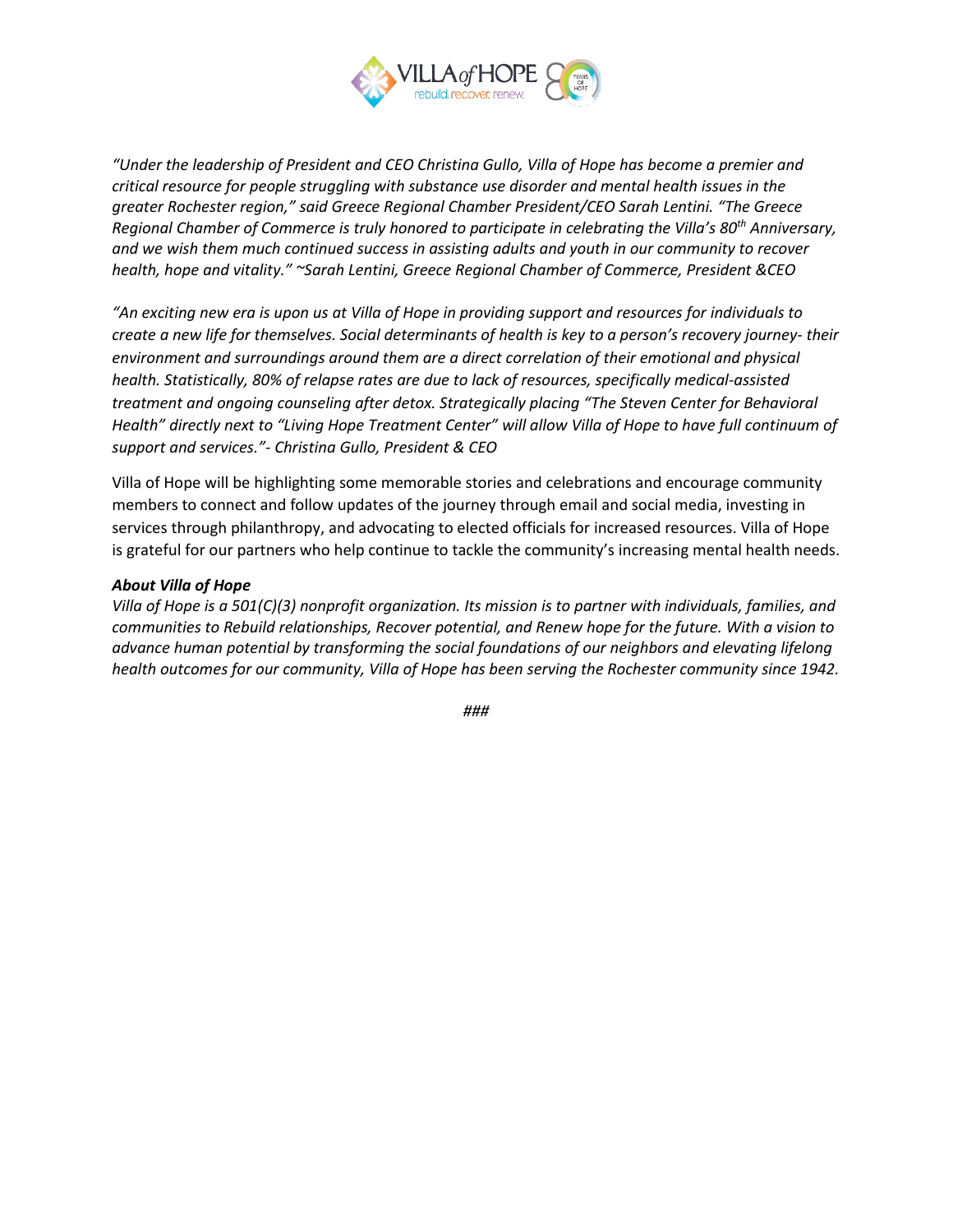*"Under the leadership of President and CEO Christina Gullo, Villa of Hope has become a premier and critical resource for people struggling with substance use disorder and mental health issues in the greater Rochester region," said Greece Regional Chamber President/CEO Sarah Lentini. "The Greece Regional Chamber of Commerce is truly honored to participate in celebrating the Villa's 80th Anniversary, and we wish them much continued success in assisting adults and youth in our community to recover health, hope and vitality." ~Sarah Lentini, Greece Regional Chamber of Commerce, President &CEO*

*"An exciting new era is upon us at Villa of Hope in providing support and resources for individuals to create a new life for themselves. Social determinants of health is key to a person's recovery journey- their environment and surroundings around them are a direct correlation of their emotional and physical health. Statistically, 80% of relapse rates are due to lack of resources, specifically medical-assisted treatment and ongoing counseling after detox. Strategically placing "The Steven Center for Behavioral Health" directly next to "Living Hope Treatment Center" will allow Villa of Hope to have full continuum of support and services."- Christina Gullo, President & CEO*

Villa of Hope will be highlighting some memorable stories and celebrations and encourage community members to connect and follow updates of the journey through email and social media, investing in services through philanthropy, and advocating to elected officials for increased resources. Villa of Hope is grateful for our partners who help continue to tackle the community's increasing mental health needs.

***About Villa of Hope***

*Villa of Hope is a 501(C)(3) nonprofit organization. Its mission is to partner with individuals, families, and communities to Rebuild relationships, Recover potential, and Renew hope for the future. With a vision to advance human potential by transforming the social foundations of our neighbors and elevating lifelong health outcomes for our community, Villa of Hope has been serving the Rochester community since 1942.*

*###*